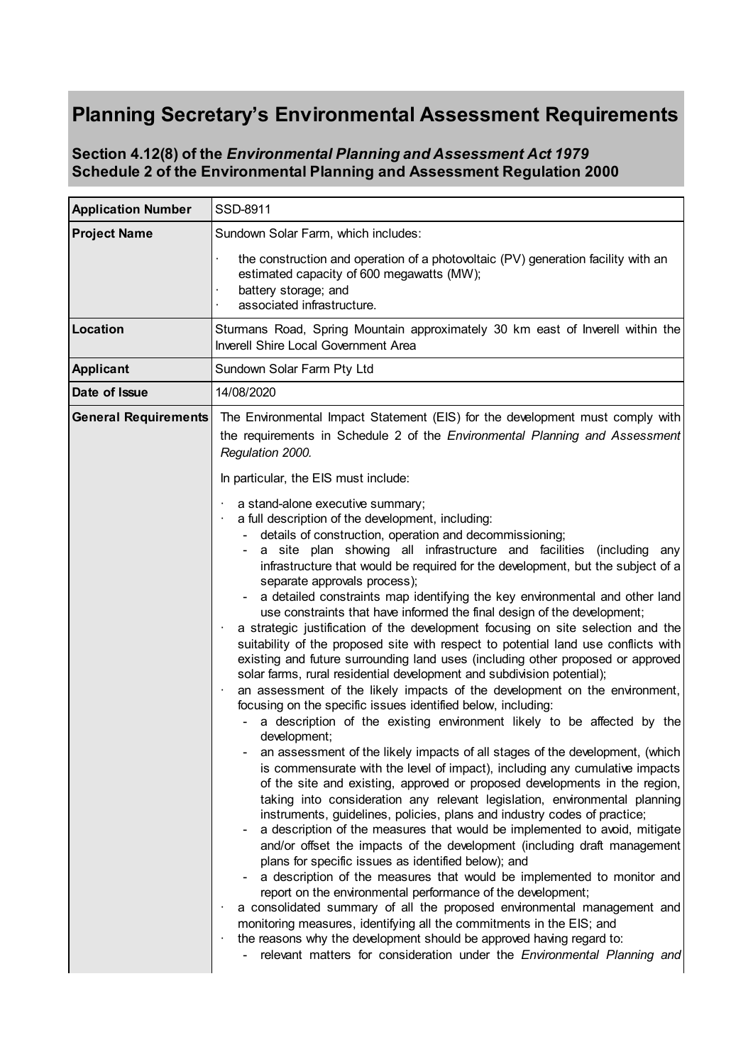# Planning Secretary's Environmental Assessment Requirements

## Section 4.12(8) of the *Environmental Planning and Assessment Act 1979*
## Schedule 2 of the Environmental Planning and Assessment Regulation 2000

| | |
|---|---|
| **Application Number** | SSD-8911 |
| **Project Name** | Sundown Solar Farm, which includes:<br>· the construction and operation of a photovoltaic (PV) generation facility with an estimated capacity of 600 megawatts (MW);<br>· battery storage; and<br>· associated infrastructure. |
| **Location** | Sturmans Road, Spring Mountain approximately 30 km east of Inverell within the Inverell Shire Local Government Area |
| **Applicant** | Sundown Solar Farm Pty Ltd |
| **Date of Issue** | 14/08/2020 |
| **General Requirements** | The Environmental Impact Statement (EIS) for the development must comply with the requirements in Schedule 2 of the *Environmental Planning and Assessment Regulation 2000.*<br><br>In particular, the EIS must include:<br>· a stand-alone executive summary;<br>· a full description of the development, including:<br>- details of construction, operation and decommissioning;<br>- a site plan showing all infrastructure and facilities (including any infrastructure that would be required for the development, but the subject of a separate approvals process);<br>- a detailed constraints map identifying the key environmental and other land use constraints that have informed the final design of the development;<br>· a strategic justification of the development focusing on site selection and the suitability of the proposed site with respect to potential land use conflicts with existing and future surrounding land uses (including other proposed or approved solar farms, rural residential development and subdivision potential);<br>· an assessment of the likely impacts of the development on the environment, focusing on the specific issues identified below, including:<br>- a description of the existing environment likely to be affected by the development;<br>- an assessment of the likely impacts of all stages of the development, (which is commensurate with the level of impact), including any cumulative impacts of the site and existing, approved or proposed developments in the region, taking into consideration any relevant legislation, environmental planning instruments, guidelines, policies, plans and industry codes of practice;<br>- a description of the measures that would be implemented to avoid, mitigate and/or offset the impacts of the development (including draft management plans for specific issues as identified below); and<br>- a description of the measures that would be implemented to monitor and report on the environmental performance of the development;<br>· a consolidated summary of all the proposed environmental management and monitoring measures, identifying all the commitments in the EIS; and<br>· the reasons why the development should be approved having regard to:<br>- relevant matters for consideration under the *Environmental Planning and* |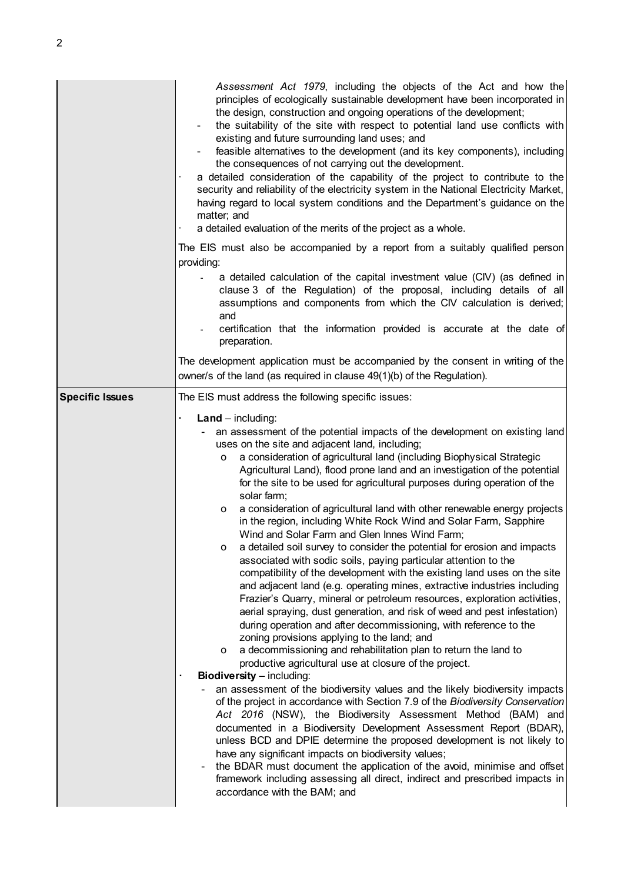| | |
|---|---|
| | *Assessment Act 1979*, including the objects of the Act and how the principles of ecologically sustainable development have been incorporated in the design, construction and ongoing operations of the development;<br>- the suitability of the site with respect to potential land use conflicts with existing and future surrounding land uses; and<br>- feasible alternatives to the development (and its key components), including the consequences of not carrying out the development.<br>· a detailed consideration of the capability of the project to contribute to the security and reliability of the electricity system in the National Electricity Market, having regard to local system conditions and the Department's guidance on the matter; and<br>· a detailed evaluation of the merits of the project as a whole.<br><br>The EIS must also be accompanied by a report from a suitably qualified person providing:<br>- a detailed calculation of the capital investment value (CIV) (as defined in clause 3 of the Regulation) of the proposal, including details of all assumptions and components from which the CIV calculation is derived; and<br>- certification that the information provided is accurate at the date of preparation.<br><br>The development application must be accompanied by the consent in writing of the owner/s of the land (as required in clause 49(1)(b) of the Regulation). |
| **Specific Issues** | The EIS must address the following specific issues:<br><br>· **Land** – including:<br>- an assessment of the potential impacts of the development on existing land uses on the site and adjacent land, including;<br>o a consideration of agricultural land (including Biophysical Strategic Agricultural Land), flood prone land and an investigation of the potential for the site to be used for agricultural purposes during operation of the solar farm;<br>o a consideration of agricultural land with other renewable energy projects in the region, including White Rock Wind and Solar Farm, Sapphire Wind and Solar Farm and Glen Innes Wind Farm;<br>o a detailed soil survey to consider the potential for erosion and impacts associated with sodic soils, paying particular attention to the compatibility of the development with the existing land uses on the site and adjacent land (e.g. operating mines, extractive industries including Frazier's Quarry, mineral or petroleum resources, exploration activities, aerial spraying, dust generation, and risk of weed and pest infestation) during operation and after decommissioning, with reference to the zoning provisions applying to the land; and<br>o a decommissioning and rehabilitation plan to return the land to productive agricultural use at closure of the project.<br>· **Biodiversity** – including:<br>- an assessment of the biodiversity values and the likely biodiversity impacts of the project in accordance with Section 7.9 of the *Biodiversity Conservation Act 2016* (NSW), the Biodiversity Assessment Method (BAM) and documented in a Biodiversity Development Assessment Report (BDAR), unless BCD and DPIE determine the proposed development is not likely to have any significant impacts on biodiversity values;<br>- the BDAR must document the application of the avoid, minimise and offset framework including assessing all direct, indirect and prescribed impacts in accordance with the BAM; and |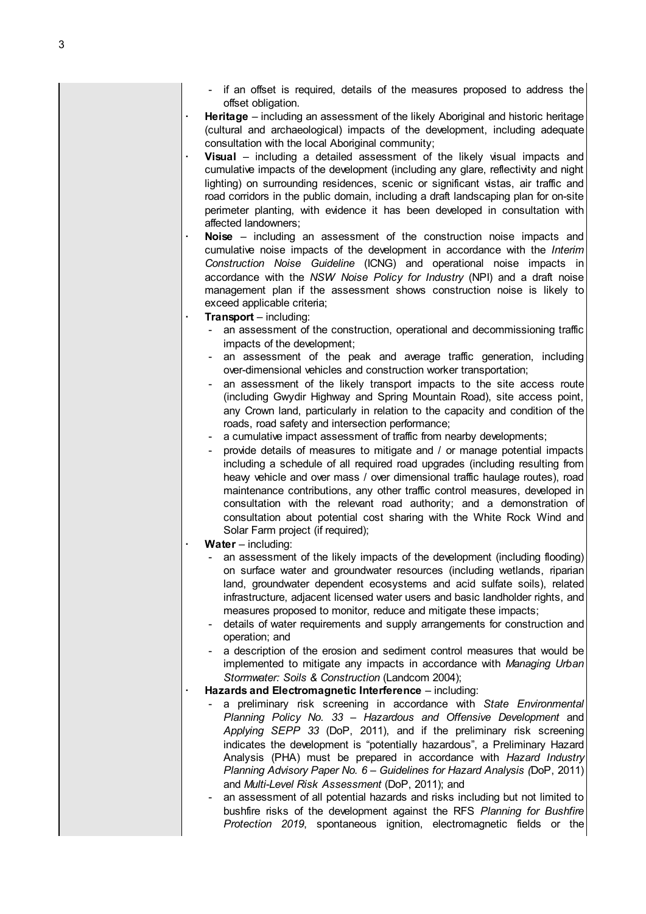- if an offset is required, details of the measures proposed to address the offset obligation.

- **Heritage** – including an assessment of the likely Aboriginal and historic heritage (cultural and archaeological) impacts of the development, including adequate consultation with the local Aboriginal community;
- **Visual** – including a detailed assessment of the likely visual impacts and cumulative impacts of the development (including any glare, reflectivity and night lighting) on surrounding residences, scenic or significant vistas, air traffic and road corridors in the public domain, including a draft landscaping plan for on-site perimeter planting, with evidence it has been developed in consultation with affected landowners;
- **Noise** – including an assessment of the construction noise impacts and cumulative noise impacts of the development in accordance with the *Interim Construction Noise Guideline* (ICNG) and operational noise impacts in accordance with the *NSW Noise Policy for Industry* (NPI) and a draft noise management plan if the assessment shows construction noise is likely to exceed applicable criteria;
- **Transport** – including:
  - an assessment of the construction, operational and decommissioning traffic impacts of the development;
  - an assessment of the peak and average traffic generation, including over-dimensional vehicles and construction worker transportation;
  - an assessment of the likely transport impacts to the site access route (including Gwydir Highway and Spring Mountain Road), site access point, any Crown land, particularly in relation to the capacity and condition of the roads, road safety and intersection performance;
  - a cumulative impact assessment of traffic from nearby developments;
  - provide details of measures to mitigate and / or manage potential impacts including a schedule of all required road upgrades (including resulting from heavy vehicle and over mass / over dimensional traffic haulage routes), road maintenance contributions, any other traffic control measures, developed in consultation with the relevant road authority; and a demonstration of consultation about potential cost sharing with the White Rock Wind and Solar Farm project (if required);
- **Water** – including:
  - an assessment of the likely impacts of the development (including flooding) on surface water and groundwater resources (including wetlands, riparian land, groundwater dependent ecosystems and acid sulfate soils), related infrastructure, adjacent licensed water users and basic landholder rights, and measures proposed to monitor, reduce and mitigate these impacts;
  - details of water requirements and supply arrangements for construction and operation; and
  - a description of the erosion and sediment control measures that would be implemented to mitigate any impacts in accordance with *Managing Urban Stormwater: Soils & Construction* (Landcom 2004);
- **Hazards and Electromagnetic Interference** – including:
  - a preliminary risk screening in accordance with *State Environmental Planning Policy No. 33 – Hazardous and Offensive Development* and *Applying SEPP 33* (DoP, 2011), and if the preliminary risk screening indicates the development is "potentially hazardous", a Preliminary Hazard Analysis (PHA) must be prepared in accordance with *Hazard Industry Planning Advisory Paper No. 6 – Guidelines for Hazard Analysis (*DoP, 2011) and *Multi-Level Risk Assessment* (DoP, 2011); and
  - an assessment of all potential hazards and risks including but not limited to bushfire risks of the development against the RFS *Planning for Bushfire Protection 2019*, spontaneous ignition, electromagnetic fields or the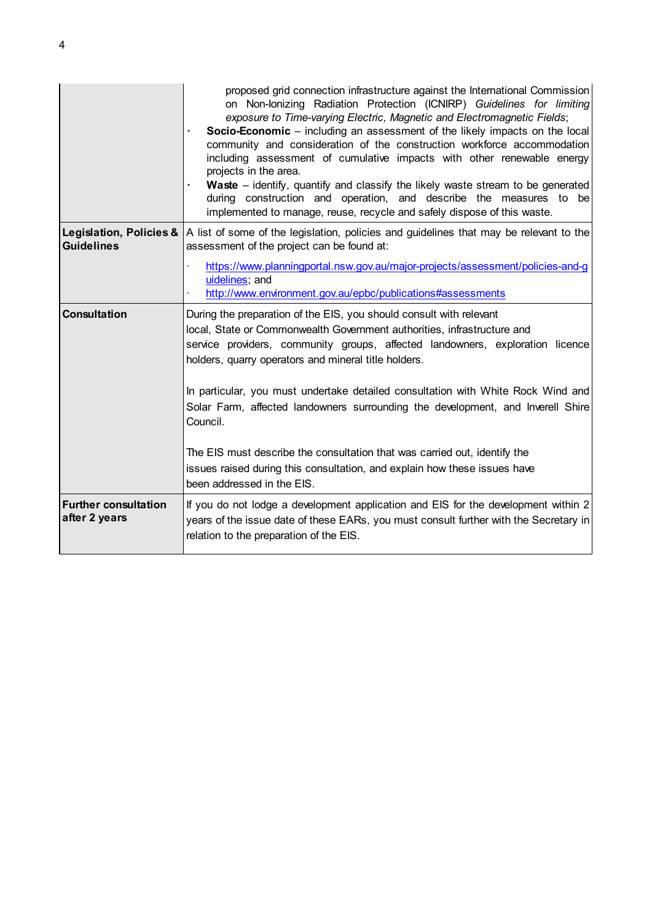| | |
|---|---|
| | proposed grid connection infrastructure against the International Commission on Non-Ionizing Radiation Protection (ICNIRP) *Guidelines for limiting exposure to Time-varying Electric, Magnetic and Electromagnetic Fields*;<br>· **Socio-Economic** – including an assessment of the likely impacts on the local community and consideration of the construction workforce accommodation including assessment of cumulative impacts with other renewable energy projects in the area.<br>· **Waste** – identify, quantify and classify the likely waste stream to be generated during construction and operation, and describe the measures to be implemented to manage, reuse, recycle and safely dispose of this waste. |
| **Legislation, Policies & Guidelines** | A list of some of the legislation, policies and guidelines that may be relevant to the assessment of the project can be found at:<br>· https://www.planningportal.nsw.gov.au/major-projects/assessment/policies-and-guidelines; and<br>· http://www.environment.gov.au/epbc/publications#assessments |
| **Consultation** | During the preparation of the EIS, you should consult with relevant local, State or Commonwealth Government authorities, infrastructure and service providers, community groups, affected landowners, exploration licence holders, quarry operators and mineral title holders.<br><br>In particular, you must undertake detailed consultation with White Rock Wind and Solar Farm, affected landowners surrounding the development, and Inverell Shire Council.<br><br>The EIS must describe the consultation that was carried out, identify the issues raised during this consultation, and explain how these issues have been addressed in the EIS. |
| **Further consultation after 2 years** | If you do not lodge a development application and EIS for the development within 2 years of the issue date of these EARs, you must consult further with the Secretary in relation to the preparation of the EIS. |